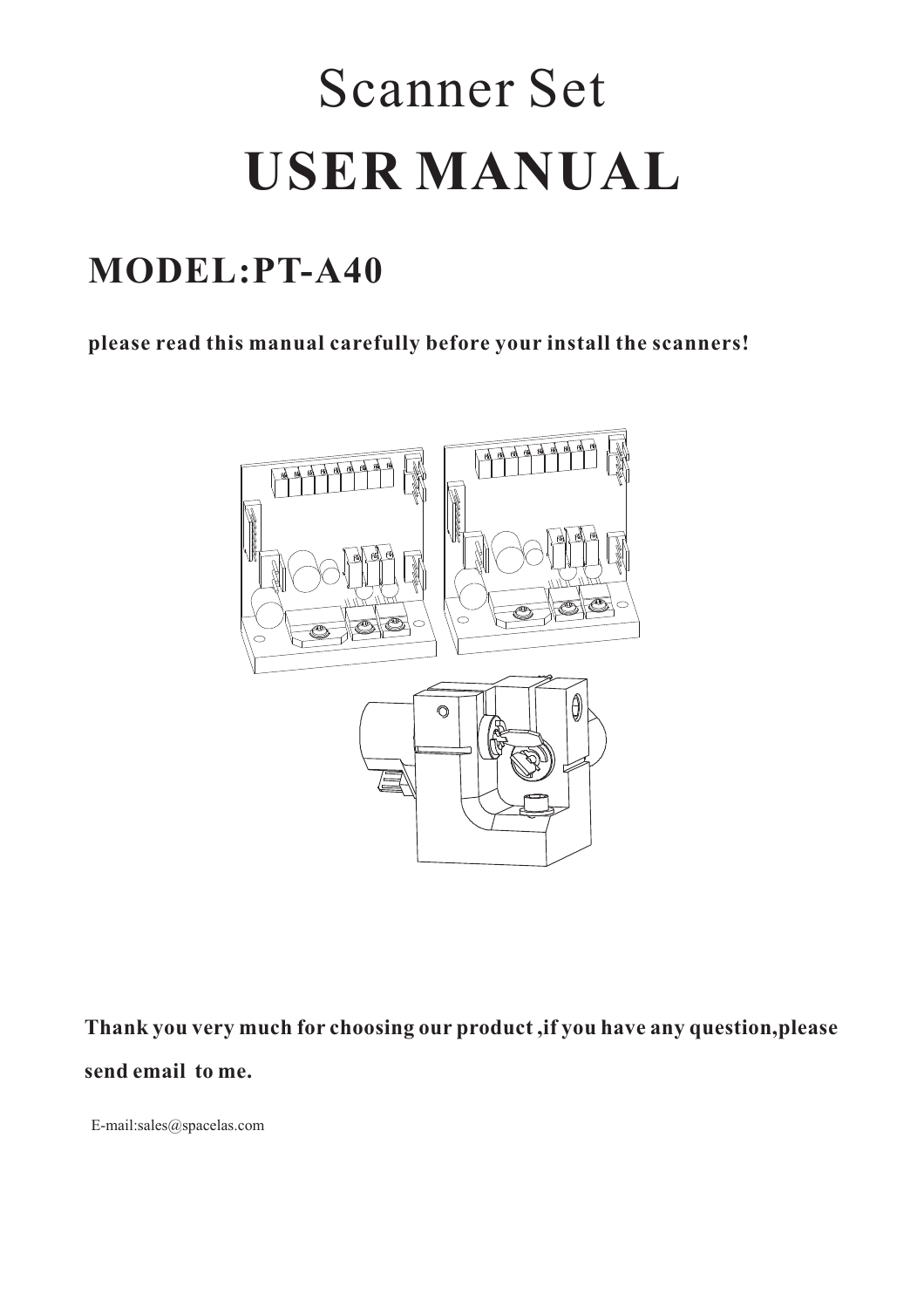# Scanner Set

# USER MANUAL

## MODEL:PT-A40

**please read this manual carefully before your install the scanners!**

**Thank you very much for choosing our product ,if you have any question,please send email to me.**

E-mail:sales@spacelas.com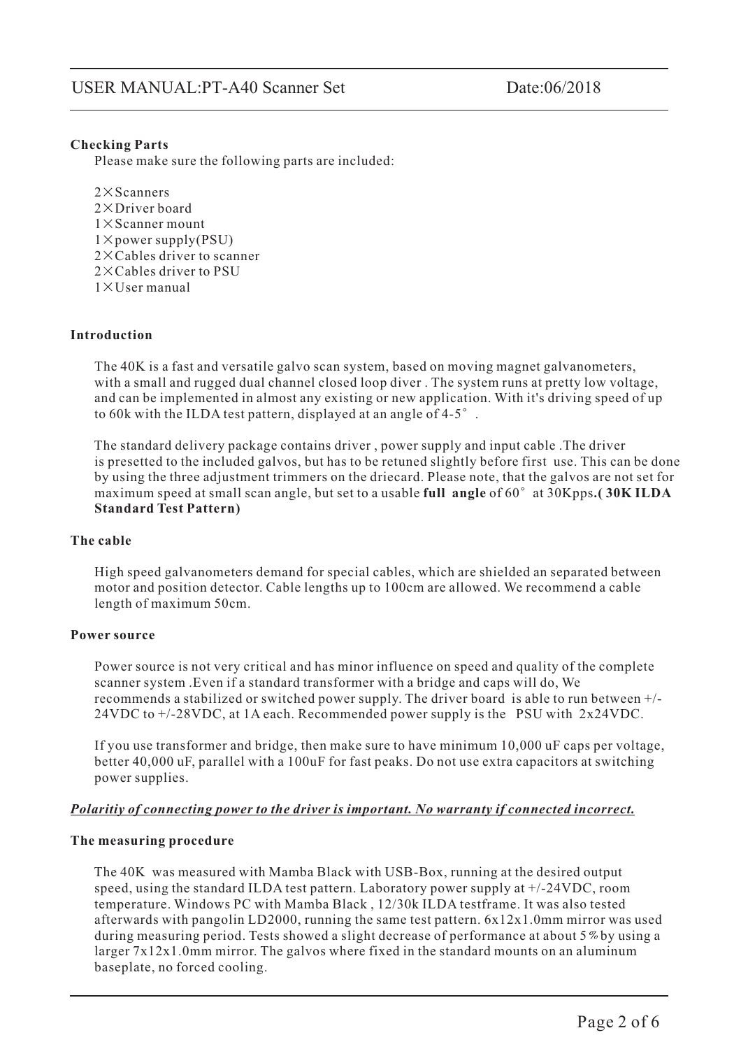**Checking Parts**

Please make sure the following parts are included:

2×Scanners
2×Driver board
1×Scanner mount
1×power supply(PSU)
2×Cables driver to scanner
2×Cables driver to PSU
1×User manual

**Introduction**

The 40K is a fast and versatile galvo scan system, based on moving magnet galvanometers, with a small and rugged dual channel closed loop diver . The system runs at pretty low voltage, and can be implemented in almost any existing or new application. With it's driving speed of up to 60k with the ILDA test pattern, displayed at an angle of 4-5°.

The standard delivery package contains driver , power supply and input cable .The driver is presetted to the included galvos, but has to be retuned slightly before first use. This can be done by using the three adjustment trimmers on the driecard. Please note, that the galvos are not set for maximum speed at small scan angle, but set to a usable **full angle** of 60° at 30Kpps**.( 30K ILDA Standard Test Pattern)**

**The cable**

High speed galvanometers demand for special cables, which are shielded an separated between motor and position detector. Cable lengths up to 100cm are allowed. We recommend a cable length of maximum 50cm.

**Power source**

Power source is not very critical and has minor influence on speed and quality of the complete scanner system .Even if a standard transformer with a bridge and caps will do, We recommends a stabilized or switched power supply. The driver board is able to run between +/-24VDC to +/-28VDC, at 1A each. Recommended power supply is the PSU with 2x24VDC.

If you use transformer and bridge, then make sure to have minimum 10,000 uF caps per voltage, better 40,000 uF, parallel with a 100uF for fast peaks. Do not use extra capacitors at switching power supplies.

***Polaritiy of connecting power to the driver is important. No warranty if connected incorrect.***

**The measuring procedure**

The 40K was measured with Mamba Black with USB-Box, running at the desired output speed, using the standard ILDA test pattern. Laboratory power supply at +/-24VDC, room temperature. Windows PC with Mamba Black , 12/30k ILDA testframe. It was also tested afterwards with pangolin LD2000, running the same test pattern. 6x12x1.0mm mirror was used during measuring period. Tests showed a slight decrease of performance at about 5% by using a larger 7x12x1.0mm mirror. The galvos where fixed in the standard mounts on an aluminum baseplate, no forced cooling.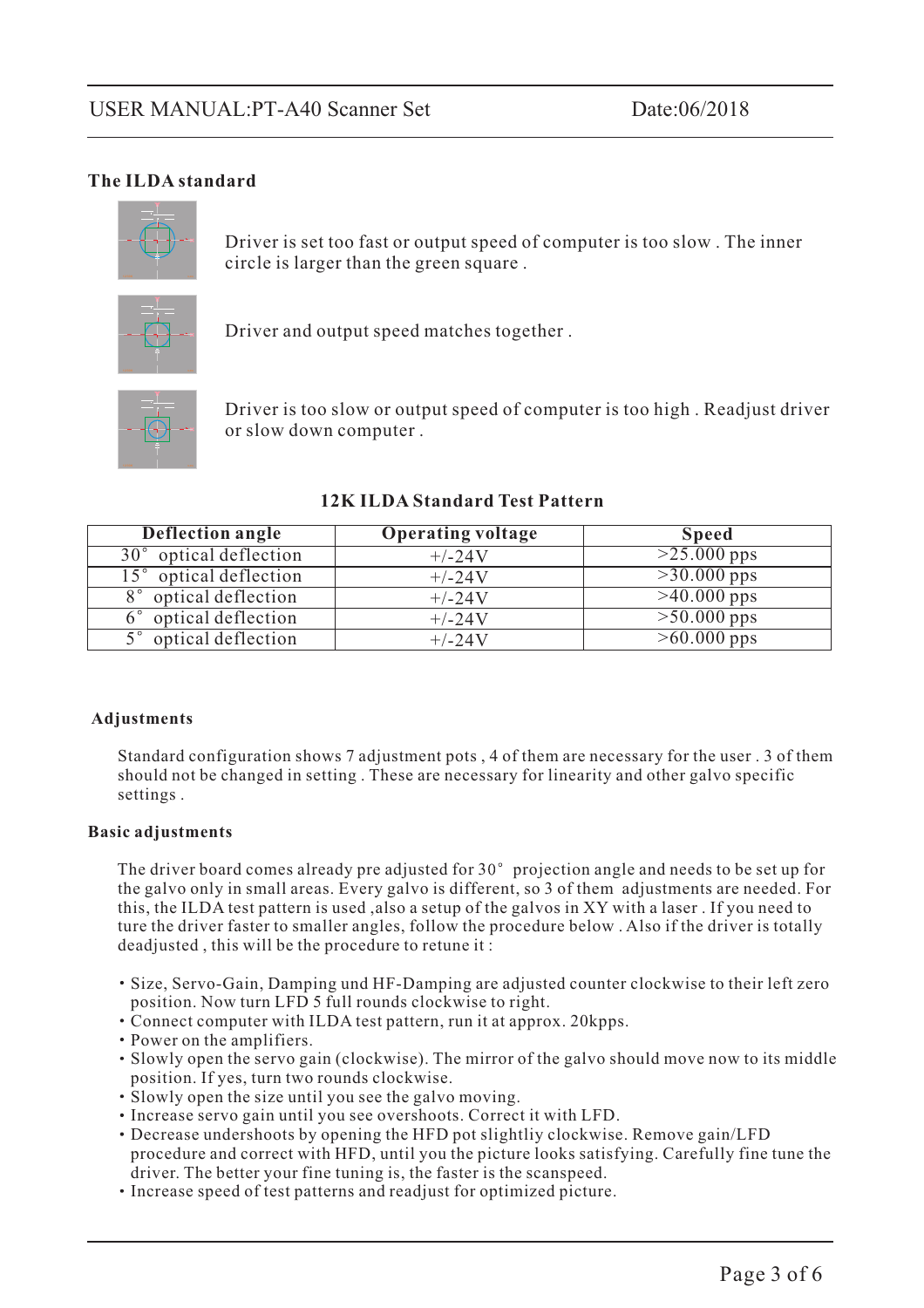## The ILDA standard

Driver is set too fast or output speed of computer is too slow . The inner circle is larger than the green square .

Driver and output speed matches together .

Driver is too slow or output speed of computer is too high . Readjust driver or slow down computer .

**12K ILDA Standard Test Pattern**

| Deflection angle | Operating voltage | Speed |
|---|---|---|
| 30° optical deflection | +/-24V | >25.000 pps |
| 15° optical deflection | +/-24V | >30.000 pps |
| 8° optical deflection | +/-24V | >40.000 pps |
| 6° optical deflection | +/-24V | >50.000 pps |
| 5° optical deflection | +/-24V | >60.000 pps |

## Adjustments

Standard configuration shows 7 adjustment pots , 4 of them are necessary for the user . 3 of them should not be changed in setting . These are necessary for linearity and other galvo specific settings .

## Basic adjustments

The driver board comes already pre adjusted for 30° projection angle and needs to be set up for the galvo only in small areas. Every galvo is different, so 3 of them adjustments are needed. For this, the ILDA test pattern is used ,also a setup of the galvos in XY with a laser . If you need to ture the driver faster to smaller angles, follow the procedure below . Also if the driver is totally deadjusted , this will be the procedure to retune it :

- Size, Servo-Gain, Damping und HF-Damping are adjusted counter clockwise to their left zero position. Now turn LFD 5 full rounds clockwise to right.
- Connect computer with ILDA test pattern, run it at approx. 20kpps.
- Power on the amplifiers.
- Slowly open the servo gain (clockwise). The mirror of the galvo should move now to its middle position. If yes, turn two rounds clockwise.
- Slowly open the size until you see the galvo moving.
- Increase servo gain until you see overshoots. Correct it with LFD.
- Decrease undershoots by opening the HFD pot slightliy clockwise. Remove gain/LFD procedure and correct with HFD, until you the picture looks satisfying. Carefully fine tune the driver. The better your fine tuning is, the faster is the scanspeed.
- Increase speed of test patterns and readjust for optimized picture.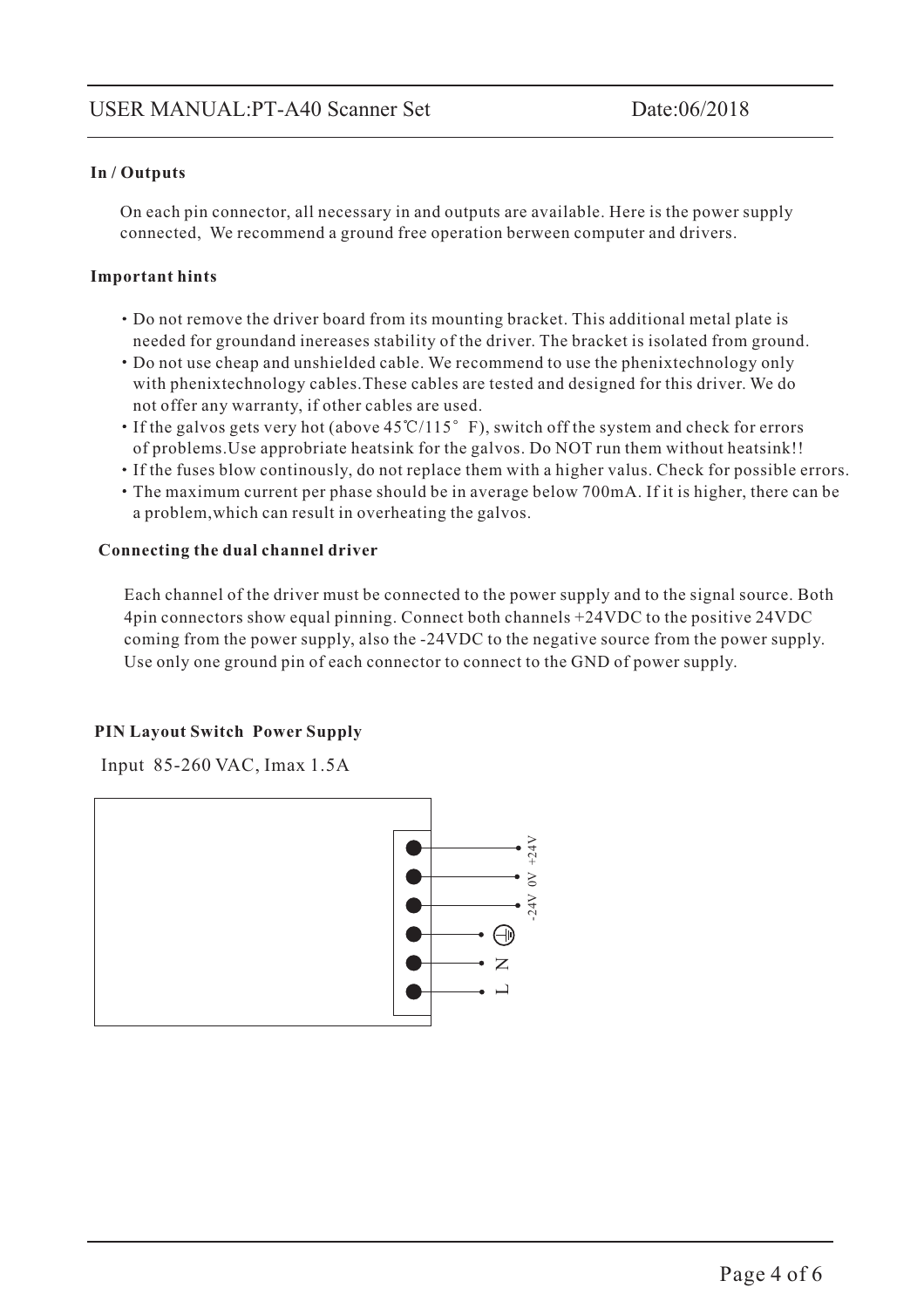## In / Outputs

On each pin connector, all necessary in and outputs are available. Here is the power supply connected, We recommend a ground free operation berween computer and drivers.

## Important hints

- Do not remove the driver board from its mounting bracket. This additional metal plate is needed for groundand inereases stability of the driver. The bracket is isolated from ground.
- Do not use cheap and unshielded cable. We recommend to use the phenixtechnology only with phenixtechnology cables.These cables are tested and designed for this driver. We do not offer any warranty, if other cables are used.
- If the galvos gets very hot (above 45℃/115° F), switch off the system and check for errors of problems.Use approbriate heatsink for the galvos. Do NOT run them without heatsink!!
- If the fuses blow continously, do not replace them with a higher valus. Check for possible errors.
- The maximum current per phase should be in average below 700mA. If it is higher, there can be a problem,which can result in overheating the galvos.

## Connecting the dual channel driver

Each channel of the driver must be connected to the power supply and to the signal source. Both 4pin connectors show equal pinning. Connect both channels +24VDC to the positive 24VDC coming from the power supply, also the -24VDC to the negative source from the power supply. Use only one ground pin of each connector to connect to the GND of power supply.

## PIN Layout Switch Power Supply

Input 85-260 VAC, Imax 1.5A

- +24V
- 0V
- -24V
- ⏚
- N
- L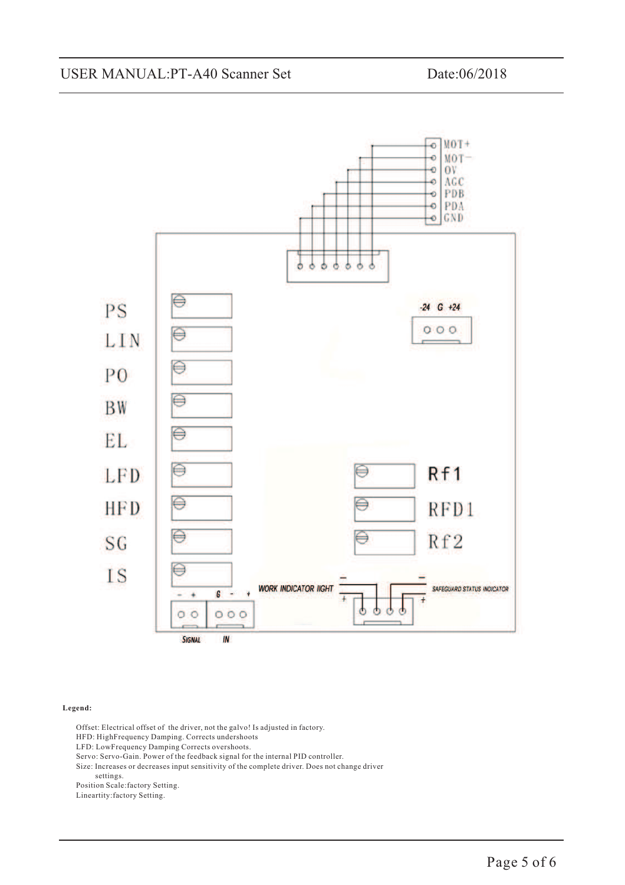MOT+
MOT−
0V
AGC
PDB
PDA
GND

-24 G +24

PS
LIN
PO
BW
EL
LFD
HFD
SG
IS

Rf1
RFD1
Rf2

WORK INDICATOR lIGHT

SAFEGUARD STATUS INDICATOR

− + G − +

SIGNAL IN

**Legend:**

Offset: Electrical offset of the driver, not the galvo! Is adjusted in factory.
HFD: HighFrequency Damping. Corrects undershoots
LFD: LowFrequency Damping Corrects overshoots.
Servo: Servo-Gain. Power of the feedback signal for the internal PID controller.
Size: Increases or decreases input sensitivity of the complete driver. Does not change driver settings.
Position Scale:factory Setting.
Lineartity:factory Setting.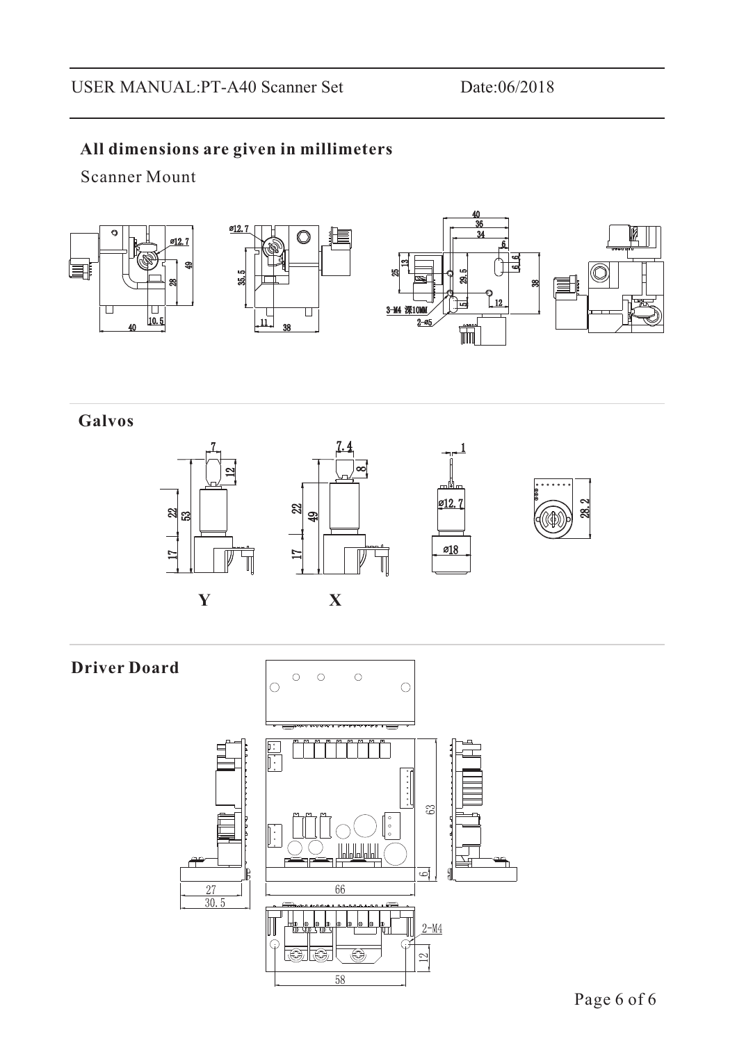**All dimensions are given in millimeters**

Scanner Mount

ø12.7
49
28
40
10.5

ø12.7
35.5
11
38

40
36
34
6
6.6
25
13
29.5
38
5
12
3-M4 深10MM
2-ø5

## Galvos

7
12
22
53
17
Y

7.4
8
22
49
17
X

1
ø12.7
ø18

28.2

## Driver Doard

63
6
27
30.5
66
2-M4
12
58